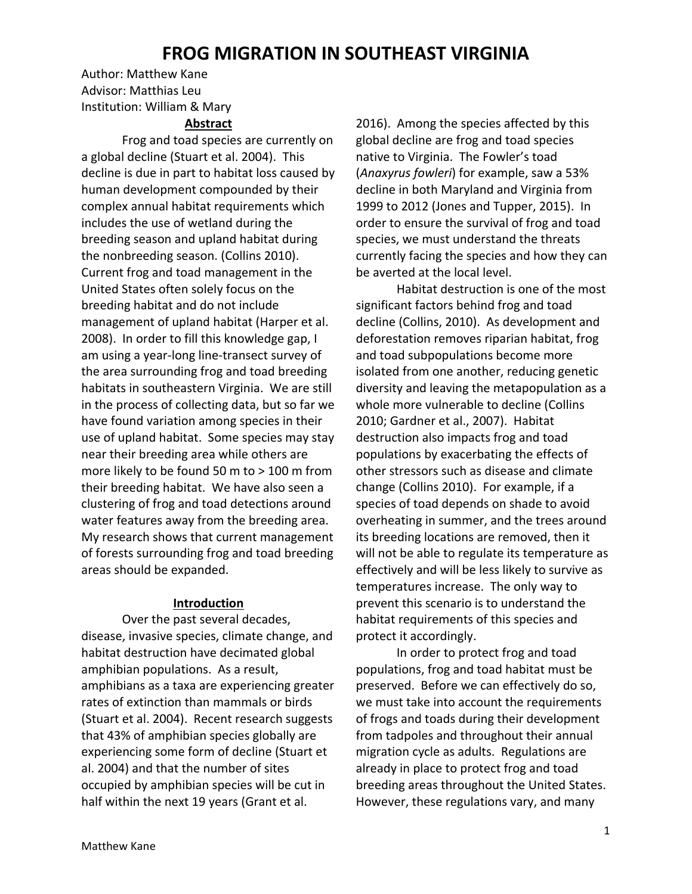# FROG MIGRATION IN SOUTHEAST VIRGINIA

Author: Matthew Kane
Advisor: Matthias Leu
Institution: William & Mary

## Abstract

Frog and toad species are currently on a global decline (Stuart et al. 2004). This decline is due in part to habitat loss caused by human development compounded by their complex annual habitat requirements which includes the use of wetland during the breeding season and upland habitat during the nonbreeding season. (Collins 2010). Current frog and toad management in the United States often solely focus on the breeding habitat and do not include management of upland habitat (Harper et al. 2008). In order to fill this knowledge gap, I am using a year-long line-transect survey of the area surrounding frog and toad breeding habitats in southeastern Virginia. We are still in the process of collecting data, but so far we have found variation among species in their use of upland habitat. Some species may stay near their breeding area while others are more likely to be found 50 m to > 100 m from their breeding habitat. We have also seen a clustering of frog and toad detections around water features away from the breeding area. My research shows that current management of forests surrounding frog and toad breeding areas should be expanded.

## Introduction

Over the past several decades, disease, invasive species, climate change, and habitat destruction have decimated global amphibian populations. As a result, amphibians as a taxa are experiencing greater rates of extinction than mammals or birds (Stuart et al. 2004). Recent research suggests that 43% of amphibian species globally are experiencing some form of decline (Stuart et al. 2004) and that the number of sites occupied by amphibian species will be cut in half within the next 19 years (Grant et al. 2016). Among the species affected by this global decline are frog and toad species native to Virginia. The Fowler's toad (*Anaxyrus fowleri*) for example, saw a 53% decline in both Maryland and Virginia from 1999 to 2012 (Jones and Tupper, 2015). In order to ensure the survival of frog and toad species, we must understand the threats currently facing the species and how they can be averted at the local level.

Habitat destruction is one of the most significant factors behind frog and toad decline (Collins, 2010). As development and deforestation removes riparian habitat, frog and toad subpopulations become more isolated from one another, reducing genetic diversity and leaving the metapopulation as a whole more vulnerable to decline (Collins 2010; Gardner et al., 2007). Habitat destruction also impacts frog and toad populations by exacerbating the effects of other stressors such as disease and climate change (Collins 2010). For example, if a species of toad depends on shade to avoid overheating in summer, and the trees around its breeding locations are removed, then it will not be able to regulate its temperature as effectively and will be less likely to survive as temperatures increase. The only way to prevent this scenario is to understand the habitat requirements of this species and protect it accordingly.

In order to protect frog and toad populations, frog and toad habitat must be preserved. Before we can effectively do so, we must take into account the requirements of frogs and toads during their development from tadpoles and throughout their annual migration cycle as adults. Regulations are already in place to protect frog and toad breeding areas throughout the United States. However, these regulations vary, and many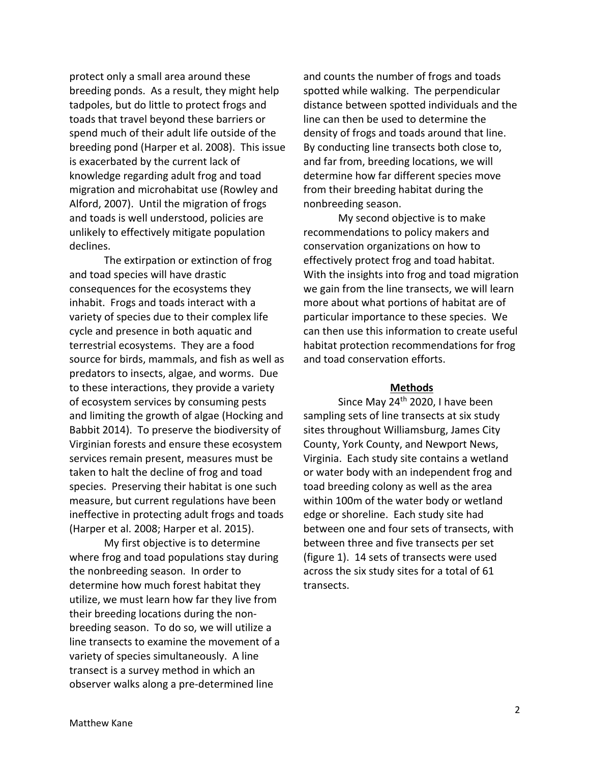protect only a small area around these breeding ponds. As a result, they might help tadpoles, but do little to protect frogs and toads that travel beyond these barriers or spend much of their adult life outside of the breeding pond (Harper et al. 2008). This issue is exacerbated by the current lack of knowledge regarding adult frog and toad migration and microhabitat use (Rowley and Alford, 2007). Until the migration of frogs and toads is well understood, policies are unlikely to effectively mitigate population declines.

The extirpation or extinction of frog and toad species will have drastic consequences for the ecosystems they inhabit. Frogs and toads interact with a variety of species due to their complex life cycle and presence in both aquatic and terrestrial ecosystems. They are a food source for birds, mammals, and fish as well as predators to insects, algae, and worms. Due to these interactions, they provide a variety of ecosystem services by consuming pests and limiting the growth of algae (Hocking and Babbit 2014). To preserve the biodiversity of Virginian forests and ensure these ecosystem services remain present, measures must be taken to halt the decline of frog and toad species. Preserving their habitat is one such measure, but current regulations have been ineffective in protecting adult frogs and toads (Harper et al. 2008; Harper et al. 2015).

My first objective is to determine where frog and toad populations stay during the nonbreeding season. In order to determine how much forest habitat they utilize, we must learn how far they live from their breeding locations during the non-breeding season. To do so, we will utilize a line transects to examine the movement of a variety of species simultaneously. A line transect is a survey method in which an observer walks along a pre-determined line and counts the number of frogs and toads spotted while walking. The perpendicular distance between spotted individuals and the line can then be used to determine the density of frogs and toads around that line. By conducting line transects both close to, and far from, breeding locations, we will determine how far different species move from their breeding habitat during the nonbreeding season.

My second objective is to make recommendations to policy makers and conservation organizations on how to effectively protect frog and toad habitat. With the insights into frog and toad migration we gain from the line transects, we will learn more about what portions of habitat are of particular importance to these species. We can then use this information to create useful habitat protection recommendations for frog and toad conservation efforts.

## Methods

Since May 24th 2020, I have been sampling sets of line transects at six study sites throughout Williamsburg, James City County, York County, and Newport News, Virginia. Each study site contains a wetland or water body with an independent frog and toad breeding colony as well as the area within 100m of the water body or wetland edge or shoreline. Each study site had between one and four sets of transects, with between three and five transects per set (figure 1). 14 sets of transects were used across the six study sites for a total of 61 transects.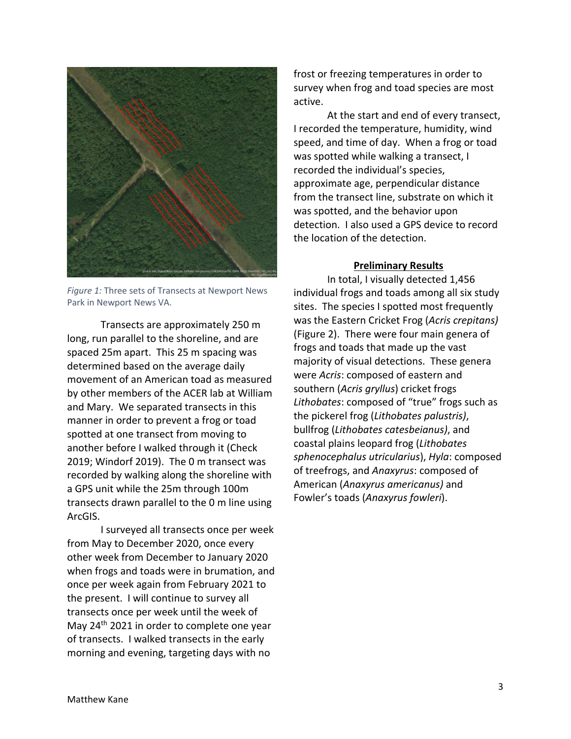*Figure 1:* Three sets of Transects at Newport News Park in Newport News VA.

Transects are approximately 250 m long, run parallel to the shoreline, and are spaced 25m apart. This 25 m spacing was determined based on the average daily movement of an American toad as measured by other members of the ACER lab at William and Mary. We separated transects in this manner in order to prevent a frog or toad spotted at one transect from moving to another before I walked through it (Check 2019; Windorf 2019). The 0 m transect was recorded by walking along the shoreline with a GPS unit while the 25m through 100m transects drawn parallel to the 0 m line using ArcGIS.

I surveyed all transects once per week from May to December 2020, once every other week from December to January 2020 when frogs and toads were in brumation, and once per week again from February 2021 to the present. I will continue to survey all transects once per week until the week of May 24th 2021 in order to complete one year of transects. I walked transects in the early morning and evening, targeting days with no frost or freezing temperatures in order to survey when frog and toad species are most active.

At the start and end of every transect, I recorded the temperature, humidity, wind speed, and time of day. When a frog or toad was spotted while walking a transect, I recorded the individual's species, approximate age, perpendicular distance from the transect line, substrate on which it was spotted, and the behavior upon detection. I also used a GPS device to record the location of the detection.

## **Preliminary Results**

In total, I visually detected 1,456 individual frogs and toads among all six study sites. The species I spotted most frequently was the Eastern Cricket Frog (*Acris crepitans)* (Figure 2). There were four main genera of frogs and toads that made up the vast majority of visual detections. These genera were *Acris*: composed of eastern and southern (*Acris gryllus*) cricket frogs *Lithobates*: composed of "true" frogs such as the pickerel frog (*Lithobates palustris)*, bullfrog (*Lithobates catesbeianus)*, and coastal plains leopard frog (*Lithobates sphenocephalus utricularius*), *Hyla*: composed of treefrogs, and *Anaxyrus*: composed of American (*Anaxyrus americanus)* and Fowler's toads (*Anaxyrus fowleri*).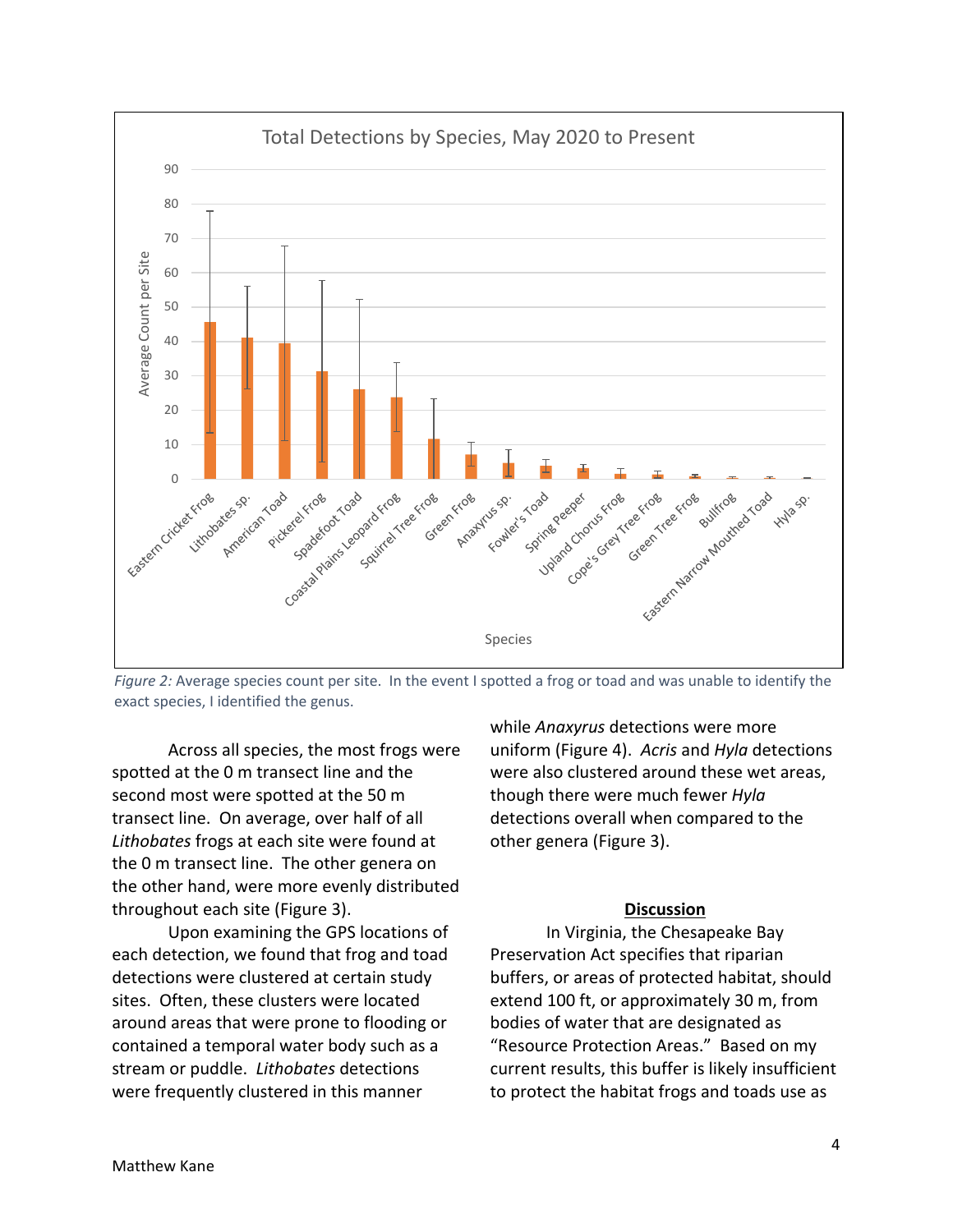*Figure 2:* Average species count per site. In the event I spotted a frog or toad and was unable to identify the exact species, I identified the genus.

Across all species, the most frogs were spotted at the 0 m transect line and the second most were spotted at the 50 m transect line. On average, over half of all *Lithobates* frogs at each site were found at the 0 m transect line. The other genera on the other hand, were more evenly distributed throughout each site (Figure 3).

Upon examining the GPS locations of each detection, we found that frog and toad detections were clustered at certain study sites. Often, these clusters were located around areas that were prone to flooding or contained a temporal water body such as a stream or puddle. *Lithobates* detections were frequently clustered in this manner while *Anaxyrus* detections were more uniform (Figure 4). *Acris* and *Hyla* detections were also clustered around these wet areas, though there were much fewer *Hyla* detections overall when compared to the other genera (Figure 3).

## Discussion

In Virginia, the Chesapeake Bay Preservation Act specifies that riparian buffers, or areas of protected habitat, should extend 100 ft, or approximately 30 m, from bodies of water that are designated as "Resource Protection Areas." Based on my current results, this buffer is likely insufficient to protect the habitat frogs and toads use as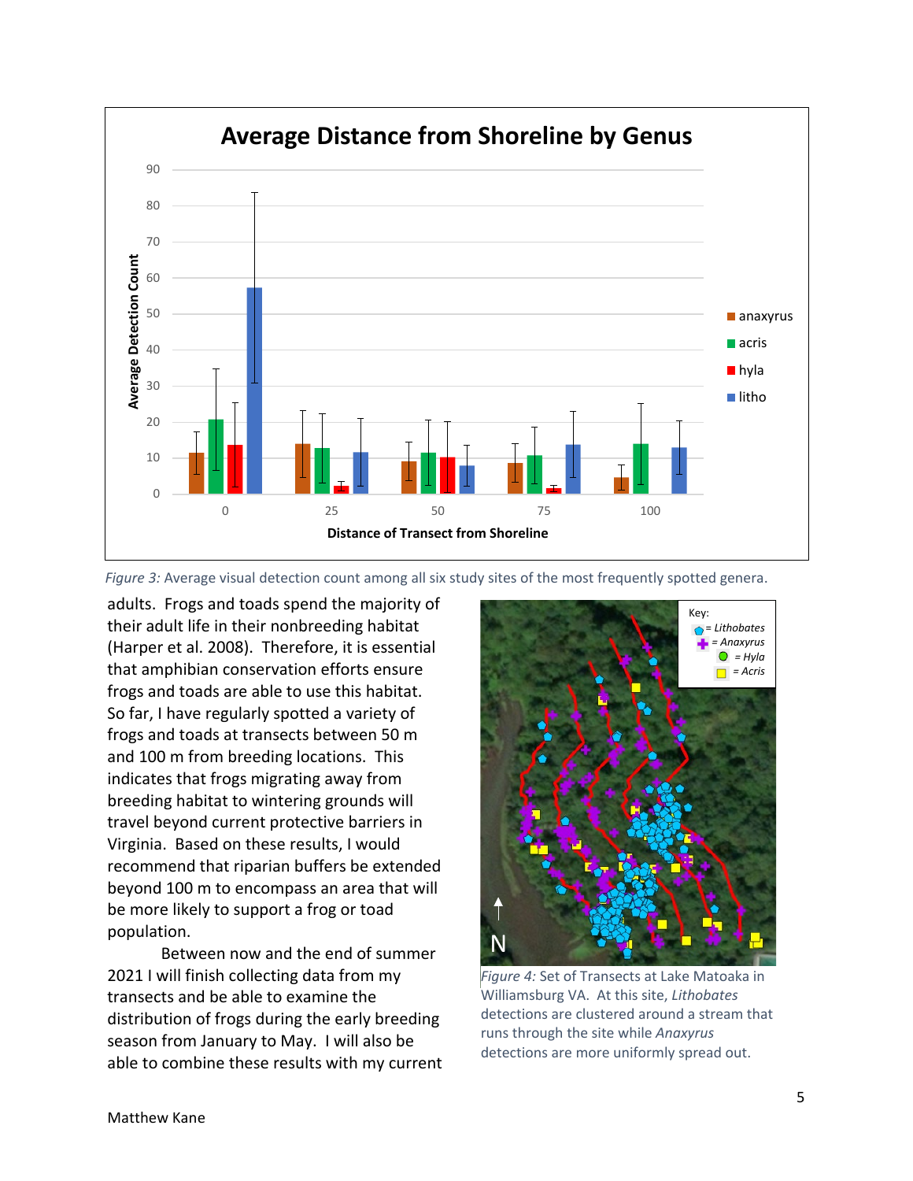Figure 3: Average visual detection count among all six study sites of the most frequently spotted genera.

adults. Frogs and toads spend the majority of their adult life in their nonbreeding habitat (Harper et al. 2008). Therefore, it is essential that amphibian conservation efforts ensure frogs and toads are able to use this habitat. So far, I have regularly spotted a variety of frogs and toads at transects between 50 m and 100 m from breeding locations. This indicates that frogs migrating away from breeding habitat to wintering grounds will travel beyond current protective barriers in Virginia. Based on these results, I would recommend that riparian buffers be extended beyond 100 m to encompass an area that will be more likely to support a frog or toad population.

Between now and the end of summer 2021 I will finish collecting data from my transects and be able to examine the distribution of frogs during the early breeding season from January to May. I will also be able to combine these results with my current

Figure 4: Set of Transects at Lake Matoaka in Williamsburg VA. At this site, *Lithobates* detections are clustered around a stream that runs through the site while *Anaxyrus* detections are more uniformly spread out.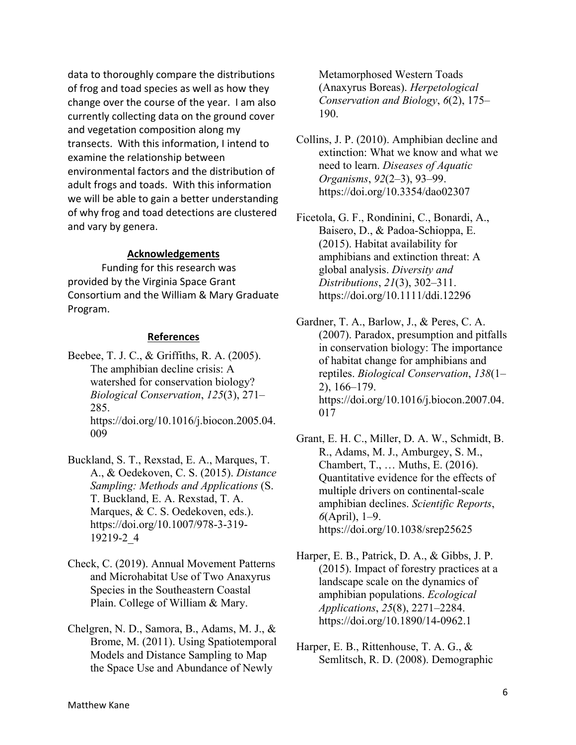data to thoroughly compare the distributions of frog and toad species as well as how they change over the course of the year. I am also currently collecting data on the ground cover and vegetation composition along my transects. With this information, I intend to examine the relationship between environmental factors and the distribution of adult frogs and toads. With this information we will be able to gain a better understanding of why frog and toad detections are clustered and vary by genera.

## Acknowledgements

Funding for this research was provided by the Virginia Space Grant Consortium and the William & Mary Graduate Program.

## References

Beebee, T. J. C., & Griffiths, R. A. (2005). The amphibian decline crisis: A watershed for conservation biology? *Biological Conservation*, *125*(3), 271–285. https://doi.org/10.1016/j.biocon.2005.04.009

Buckland, S. T., Rexstad, E. A., Marques, T. A., & Oedekoven, C. S. (2015). *Distance Sampling: Methods and Applications* (S. T. Buckland, E. A. Rexstad, T. A. Marques, & C. S. Oedekoven, eds.). https://doi.org/10.1007/978-3-319-19219-2_4

Check, C. (2019). Annual Movement Patterns and Microhabitat Use of Two Anaxyrus Species in the Southeastern Coastal Plain. College of William & Mary.

Chelgren, N. D., Samora, B., Adams, M. J., & Brome, M. (2011). Using Spatiotemporal Models and Distance Sampling to Map the Space Use and Abundance of Newly Metamorphosed Western Toads (Anaxyrus Boreas). *Herpetological Conservation and Biology*, *6*(2), 175–190.

Collins, J. P. (2010). Amphibian decline and extinction: What we know and what we need to learn. *Diseases of Aquatic Organisms*, *92*(2–3), 93–99. https://doi.org/10.3354/dao02307

Ficetola, G. F., Rondinini, C., Bonardi, A., Baisero, D., & Padoa-Schioppa, E. (2015). Habitat availability for amphibians and extinction threat: A global analysis. *Diversity and Distributions*, *21*(3), 302–311. https://doi.org/10.1111/ddi.12296

Gardner, T. A., Barlow, J., & Peres, C. A. (2007). Paradox, presumption and pitfalls in conservation biology: The importance of habitat change for amphibians and reptiles. *Biological Conservation*, *138*(1–2), 166–179. https://doi.org/10.1016/j.biocon.2007.04.017

Grant, E. H. C., Miller, D. A. W., Schmidt, B. R., Adams, M. J., Amburgey, S. M., Chambert, T., … Muths, E. (2016). Quantitative evidence for the effects of multiple drivers on continental-scale amphibian declines. *Scientific Reports*, *6*(April), 1–9. https://doi.org/10.1038/srep25625

Harper, E. B., Patrick, D. A., & Gibbs, J. P. (2015). Impact of forestry practices at a landscape scale on the dynamics of amphibian populations. *Ecological Applications*, *25*(8), 2271–2284. https://doi.org/10.1890/14-0962.1

Harper, E. B., Rittenhouse, T. A. G., & Semlitsch, R. D. (2008). Demographic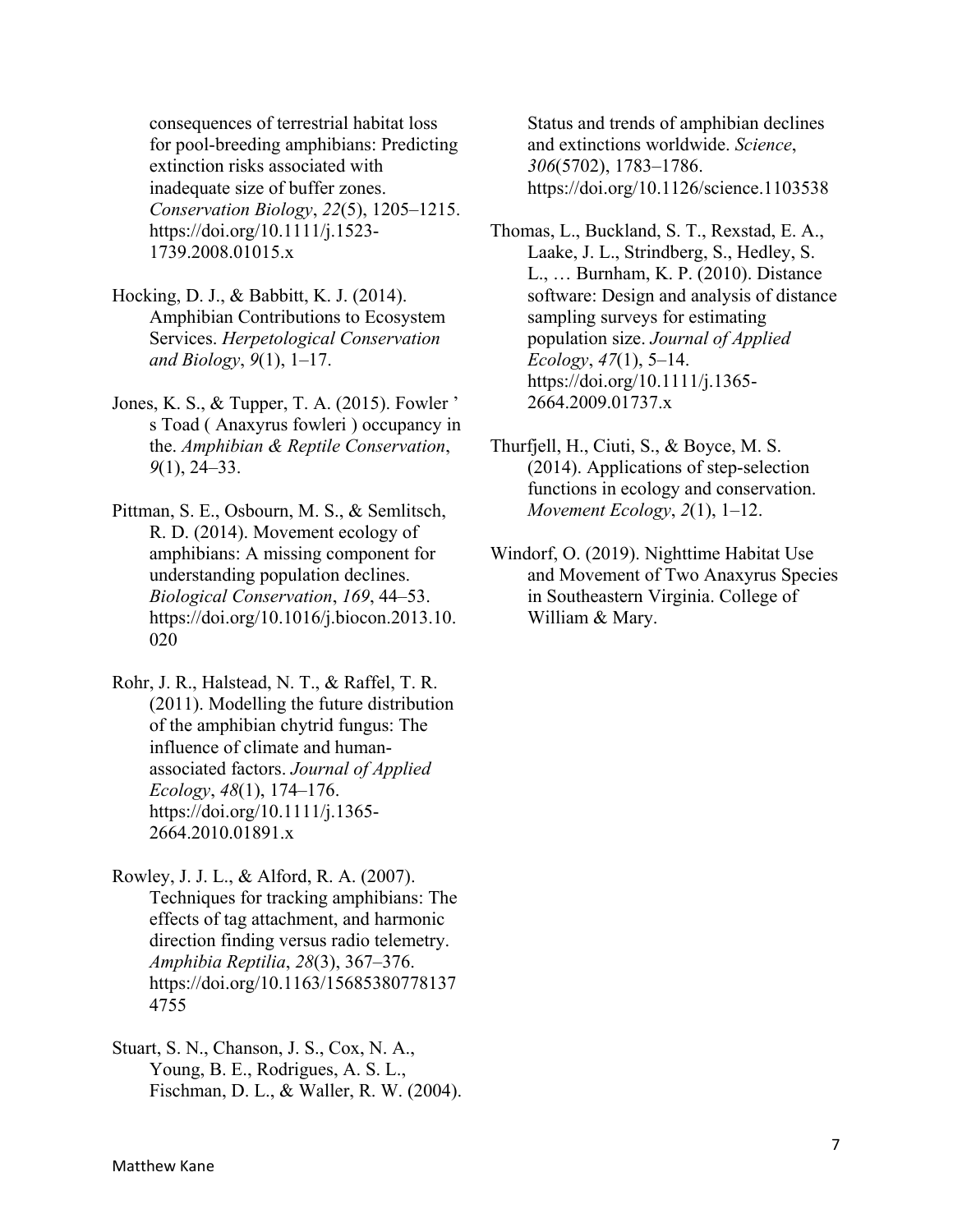consequences of terrestrial habitat loss for pool-breeding amphibians: Predicting extinction risks associated with inadequate size of buffer zones. *Conservation Biology*, *22*(5), 1205–1215. https://doi.org/10.1111/j.1523-1739.2008.01015.x

Hocking, D. J., & Babbitt, K. J. (2014). Amphibian Contributions to Ecosystem Services. *Herpetological Conservation and Biology*, *9*(1), 1–17.

Jones, K. S., & Tupper, T. A. (2015). Fowler ' s Toad ( Anaxyrus fowleri ) occupancy in the. *Amphibian & Reptile Conservation*, *9*(1), 24–33.

Pittman, S. E., Osbourn, M. S., & Semlitsch, R. D. (2014). Movement ecology of amphibians: A missing component for understanding population declines. *Biological Conservation*, *169*, 44–53. https://doi.org/10.1016/j.biocon.2013.10.020

Rohr, J. R., Halstead, N. T., & Raffel, T. R. (2011). Modelling the future distribution of the amphibian chytrid fungus: The influence of climate and human-associated factors. *Journal of Applied Ecology*, *48*(1), 174–176. https://doi.org/10.1111/j.1365-2664.2010.01891.x

Rowley, J. J. L., & Alford, R. A. (2007). Techniques for tracking amphibians: The effects of tag attachment, and harmonic direction finding versus radio telemetry. *Amphibia Reptilia*, *28*(3), 367–376. https://doi.org/10.1163/156853807781374755

Stuart, S. N., Chanson, J. S., Cox, N. A., Young, B. E., Rodrigues, A. S. L., Fischman, D. L., & Waller, R. W. (2004). Status and trends of amphibian declines and extinctions worldwide. *Science*, *306*(5702), 1783–1786. https://doi.org/10.1126/science.1103538

Thomas, L., Buckland, S. T., Rexstad, E. A., Laake, J. L., Strindberg, S., Hedley, S. L., … Burnham, K. P. (2010). Distance software: Design and analysis of distance sampling surveys for estimating population size. *Journal of Applied Ecology*, *47*(1), 5–14. https://doi.org/10.1111/j.1365-2664.2009.01737.x

Thurfjell, H., Ciuti, S., & Boyce, M. S. (2014). Applications of step-selection functions in ecology and conservation. *Movement Ecology*, *2*(1), 1–12.

Windorf, O. (2019). Nighttime Habitat Use and Movement of Two Anaxyrus Species in Southeastern Virginia. College of William & Mary.